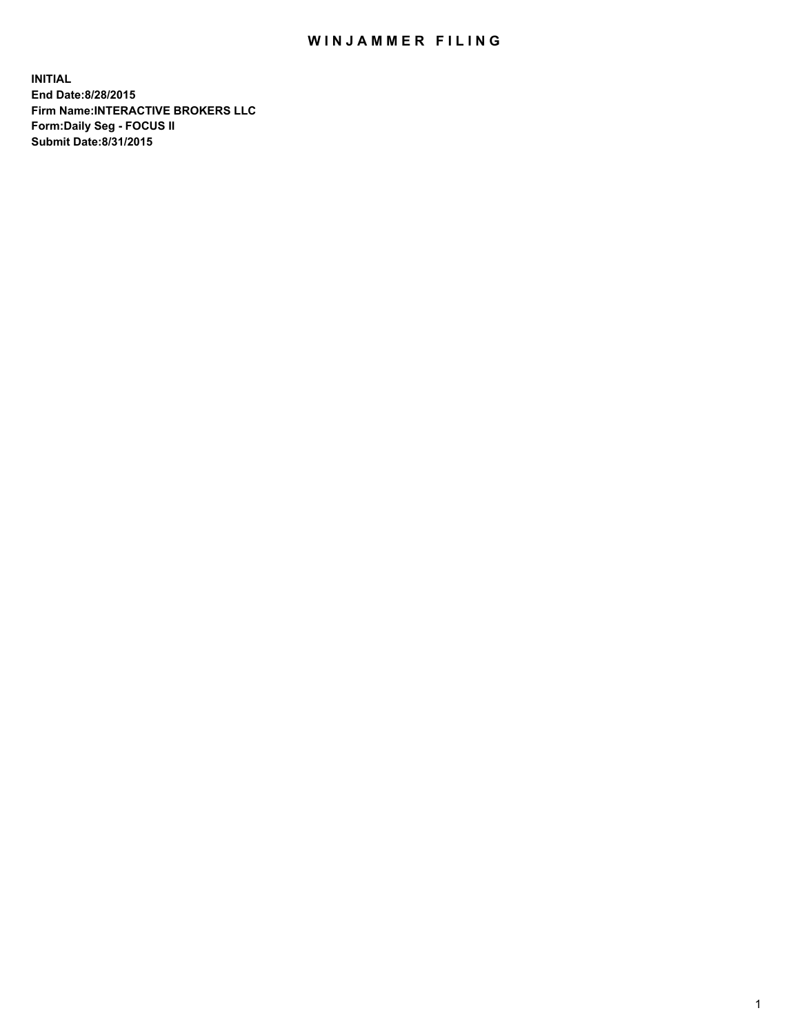# WINJAMMER FILING

**INITIAL**
**End Date:8/28/2015**
**Firm Name:INTERACTIVE BROKERS LLC**
**Form:Daily Seg - FOCUS II**
**Submit Date:8/31/2015**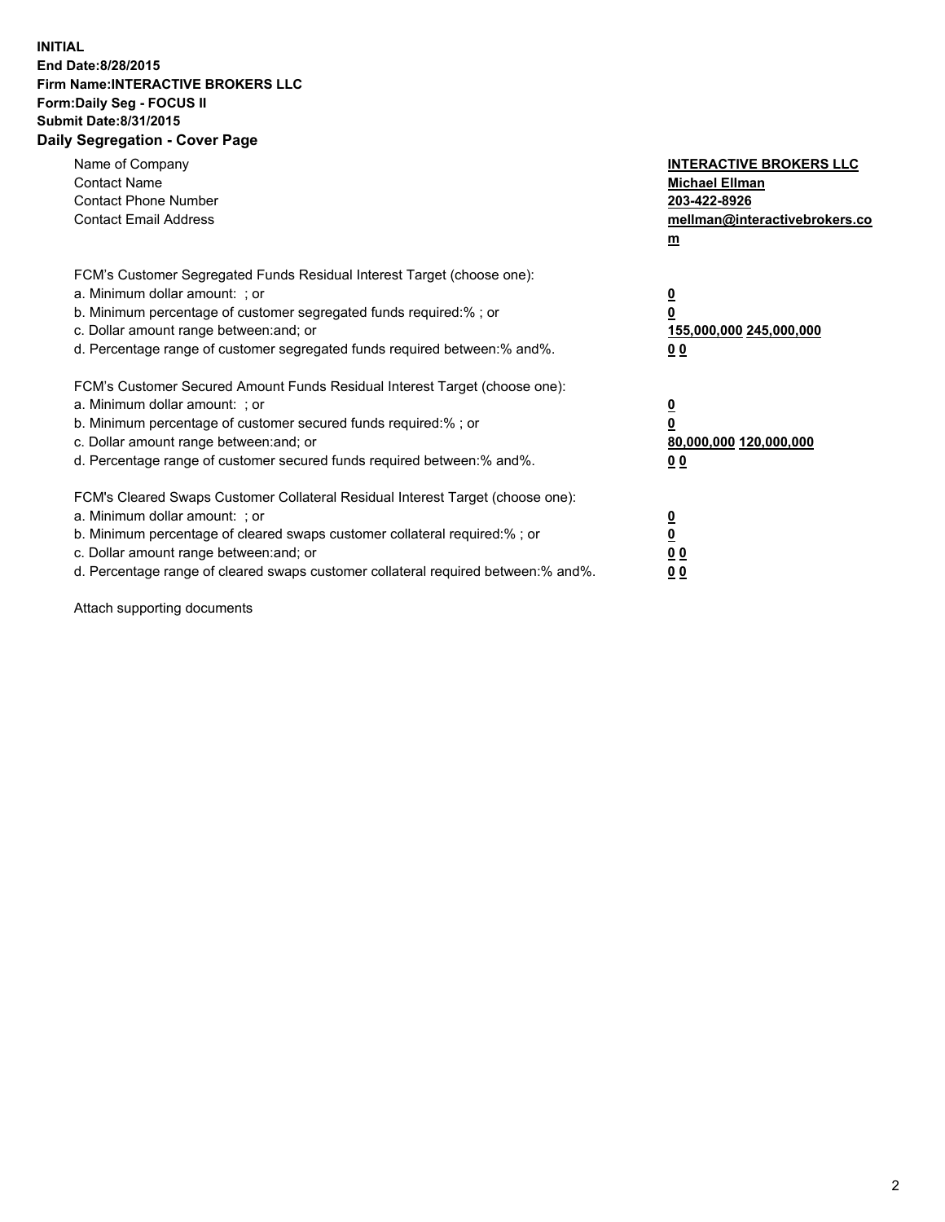**INITIAL**
**End Date:8/28/2015**
**Firm Name:INTERACTIVE BROKERS LLC**
**Form:Daily Seg - FOCUS II**
**Submit Date:8/31/2015**

## Daily Segregation - Cover Page

| | |
|---|---|
| Name of Company | **INTERACTIVE BROKERS LLC** |
| Contact Name | **Michael Ellman** |
| Contact Phone Number | **203-422-8926** |
| Contact Email Address | **mellman@interactivebrokers.com** |

FCM's Customer Segregated Funds Residual Interest Target (choose one):

| | |
|---|---|
| a. Minimum dollar amount: ; or | **0** |
| b. Minimum percentage of customer segregated funds required:% ; or | **0** |
| c. Dollar amount range between:and; or | **155,000,000 245,000,000** |
| d. Percentage range of customer segregated funds required between:% and%. | **0 0** |

FCM's Customer Secured Amount Funds Residual Interest Target (choose one):

| | |
|---|---|
| a. Minimum dollar amount: ; or | **0** |
| b. Minimum percentage of customer secured funds required:% ; or | **0** |
| c. Dollar amount range between:and; or | **80,000,000 120,000,000** |
| d. Percentage range of customer secured funds required between:% and%. | **0 0** |

FCM's Cleared Swaps Customer Collateral Residual Interest Target (choose one):

| | |
|---|---|
| a. Minimum dollar amount: ; or | **0** |
| b. Minimum percentage of cleared swaps customer collateral required:% ; or | **0** |
| c. Dollar amount range between:and; or | **0 0** |
| d. Percentage range of cleared swaps customer collateral required between:% and%. | **0 0** |

Attach supporting documents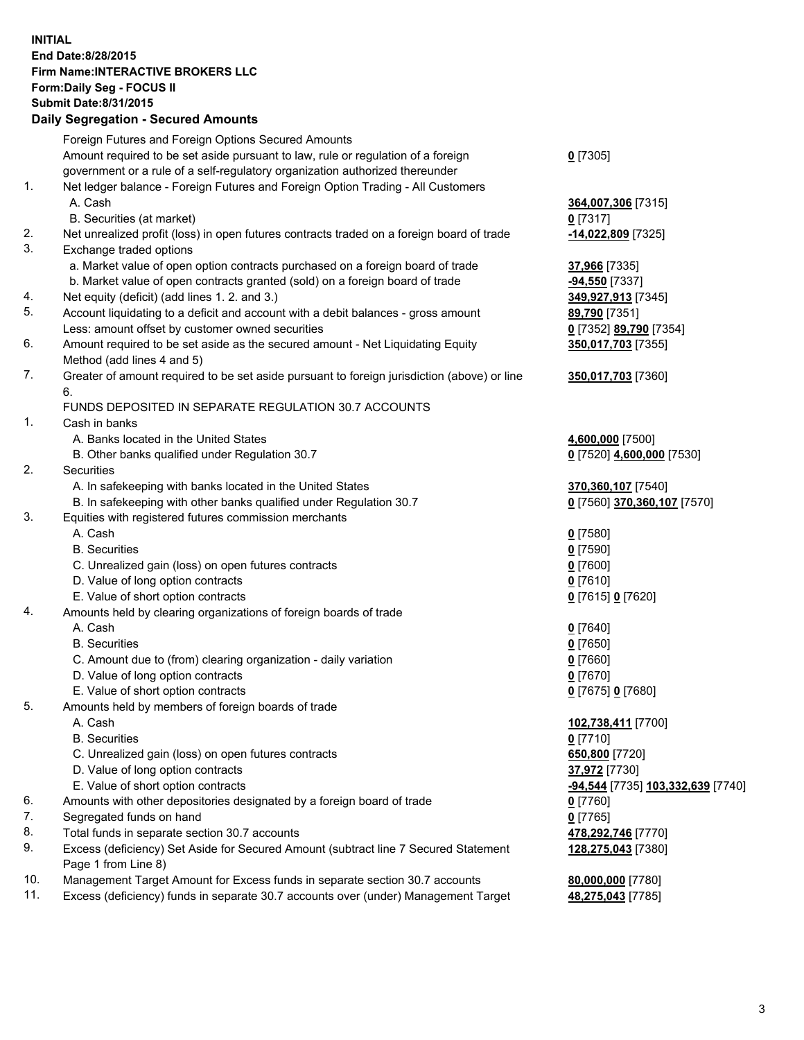**INITIAL**
**End Date:8/28/2015**
**Firm Name:INTERACTIVE BROKERS LLC**
**Form:Daily Seg - FOCUS II**
**Submit Date:8/31/2015**

## Daily Segregation - Secured Amounts

| | | |
|---|---|---|
| | Foreign Futures and Foreign Options Secured Amounts | |
| | Amount required to be set aside pursuant to law, rule or regulation of a foreign government or a rule of a self-regulatory organization authorized thereunder | **0** [7305] |
| 1. | Net ledger balance - Foreign Futures and Foreign Option Trading - All Customers | |
| | A. Cash | **364,007,306** [7315] |
| | B. Securities (at market) | **0** [7317] |
| 2. | Net unrealized profit (loss) in open futures contracts traded on a foreign board of trade | **-14,022,809** [7325] |
| 3. | Exchange traded options | |
| | a. Market value of open option contracts purchased on a foreign board of trade | **37,966** [7335] |
| | b. Market value of open contracts granted (sold) on a foreign board of trade | **-94,550** [7337] |
| 4. | Net equity (deficit) (add lines 1. 2. and 3.) | **349,927,913** [7345] |
| 5. | Account liquidating to a deficit and account with a debit balances - gross amount | **89,790** [7351] |
| | Less: amount offset by customer owned securities | **0** [7352] **89,790** [7354] |
| 6. | Amount required to be set aside as the secured amount - Net Liquidating Equity Method (add lines 4 and 5) | **350,017,703** [7355] |
| 7. | Greater of amount required to be set aside pursuant to foreign jurisdiction (above) or line 6. | **350,017,703** [7360] |
| | FUNDS DEPOSITED IN SEPARATE REGULATION 30.7 ACCOUNTS | |
| 1. | Cash in banks | |
| | A. Banks located in the United States | **4,600,000** [7500] |
| | B. Other banks qualified under Regulation 30.7 | **0** [7520] **4,600,000** [7530] |
| 2. | Securities | |
| | A. In safekeeping with banks located in the United States | **370,360,107** [7540] |
| | B. In safekeeping with other banks qualified under Regulation 30.7 | **0** [7560] **370,360,107** [7570] |
| 3. | Equities with registered futures commission merchants | |
| | A. Cash | **0** [7580] |
| | B. Securities | **0** [7590] |
| | C. Unrealized gain (loss) on open futures contracts | **0** [7600] |
| | D. Value of long option contracts | **0** [7610] |
| | E. Value of short option contracts | **0** [7615] **0** [7620] |
| 4. | Amounts held by clearing organizations of foreign boards of trade | |
| | A. Cash | **0** [7640] |
| | B. Securities | **0** [7650] |
| | C. Amount due to (from) clearing organization - daily variation | **0** [7660] |
| | D. Value of long option contracts | **0** [7670] |
| | E. Value of short option contracts | **0** [7675] **0** [7680] |
| 5. | Amounts held by members of foreign boards of trade | |
| | A. Cash | **102,738,411** [7700] |
| | B. Securities | **0** [7710] |
| | C. Unrealized gain (loss) on open futures contracts | **650,800** [7720] |
| | D. Value of long option contracts | **37,972** [7730] |
| | E. Value of short option contracts | **-94,544** [7735] **103,332,639** [7740] |
| 6. | Amounts with other depositories designated by a foreign board of trade | **0** [7760] |
| 7. | Segregated funds on hand | **0** [7765] |
| 8. | Total funds in separate section 30.7 accounts | **478,292,746** [7770] |
| 9. | Excess (deficiency) Set Aside for Secured Amount (subtract line 7 Secured Statement Page 1 from Line 8) | **128,275,043** [7380] |
| 10. | Management Target Amount for Excess funds in separate section 30.7 accounts | **80,000,000** [7780] |
| 11. | Excess (deficiency) funds in separate 30.7 accounts over (under) Management Target | **48,275,043** [7785] |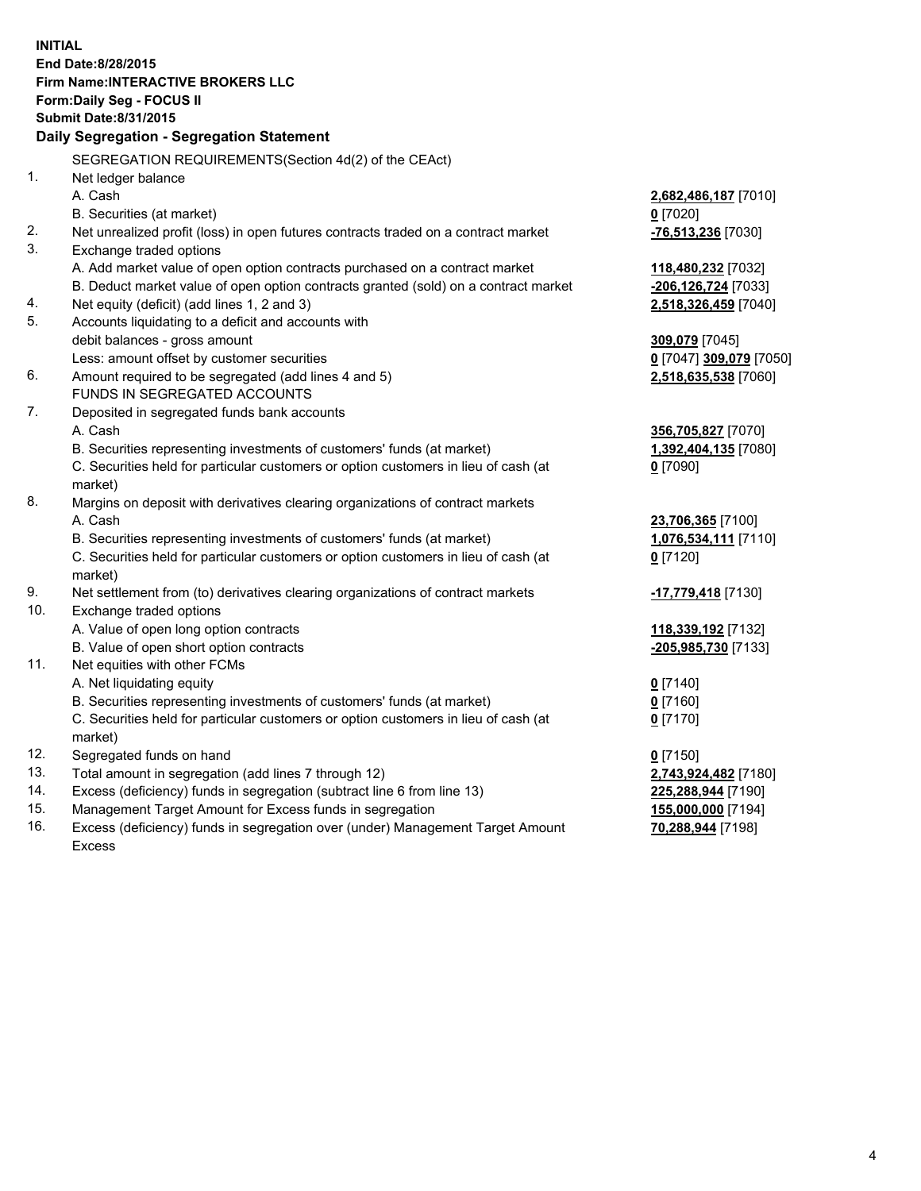**INITIAL**
**End Date:8/28/2015**
**Firm Name:INTERACTIVE BROKERS LLC**
**Form:Daily Seg - FOCUS II**
**Submit Date:8/31/2015**

**Daily Segregation - Segregation Statement**

| | | |
|---|---|---|
| | SEGREGATION REQUIREMENTS(Section 4d(2) of the CEAct) | |
| 1. | Net ledger balance | |
| | A. Cash | **2,682,486,187** [7010] |
| | B. Securities (at market) | **0** [7020] |
| 2. | Net unrealized profit (loss) in open futures contracts traded on a contract market | **-76,513,236** [7030] |
| 3. | Exchange traded options | |
| | A. Add market value of open option contracts purchased on a contract market | **118,480,232** [7032] |
| | B. Deduct market value of open option contracts granted (sold) on a contract market | **-206,126,724** [7033] |
| 4. | Net equity (deficit) (add lines 1, 2 and 3) | **2,518,326,459** [7040] |
| 5. | Accounts liquidating to a deficit and accounts with | |
| | debit balances - gross amount | **309,079** [7045] |
| | Less: amount offset by customer securities | **0** [7047] **309,079** [7050] |
| 6. | Amount required to be segregated (add lines 4 and 5) | **2,518,635,538** [7060] |
| | FUNDS IN SEGREGATED ACCOUNTS | |
| 7. | Deposited in segregated funds bank accounts | |
| | A. Cash | **356,705,827** [7070] |
| | B. Securities representing investments of customers' funds (at market) | **1,392,404,135** [7080] |
| | C. Securities held for particular customers or option customers in lieu of cash (at market) | **0** [7090] |
| 8. | Margins on deposit with derivatives clearing organizations of contract markets | |
| | A. Cash | **23,706,365** [7100] |
| | B. Securities representing investments of customers' funds (at market) | **1,076,534,111** [7110] |
| | C. Securities held for particular customers or option customers in lieu of cash (at market) | **0** [7120] |
| 9. | Net settlement from (to) derivatives clearing organizations of contract markets | **-17,779,418** [7130] |
| 10. | Exchange traded options | |
| | A. Value of open long option contracts | **118,339,192** [7132] |
| | B. Value of open short option contracts | **-205,985,730** [7133] |
| 11. | Net equities with other FCMs | |
| | A. Net liquidating equity | **0** [7140] |
| | B. Securities representing investments of customers' funds (at market) | **0** [7160] |
| | C. Securities held for particular customers or option customers in lieu of cash (at market) | **0** [7170] |
| 12. | Segregated funds on hand | **0** [7150] |
| 13. | Total amount in segregation (add lines 7 through 12) | **2,743,924,482** [7180] |
| 14. | Excess (deficiency) funds in segregation (subtract line 6 from line 13) | **225,288,944** [7190] |
| 15. | Management Target Amount for Excess funds in segregation | **155,000,000** [7194] |
| 16. | Excess (deficiency) funds in segregation over (under) Management Target Amount Excess | **70,288,944** [7198] |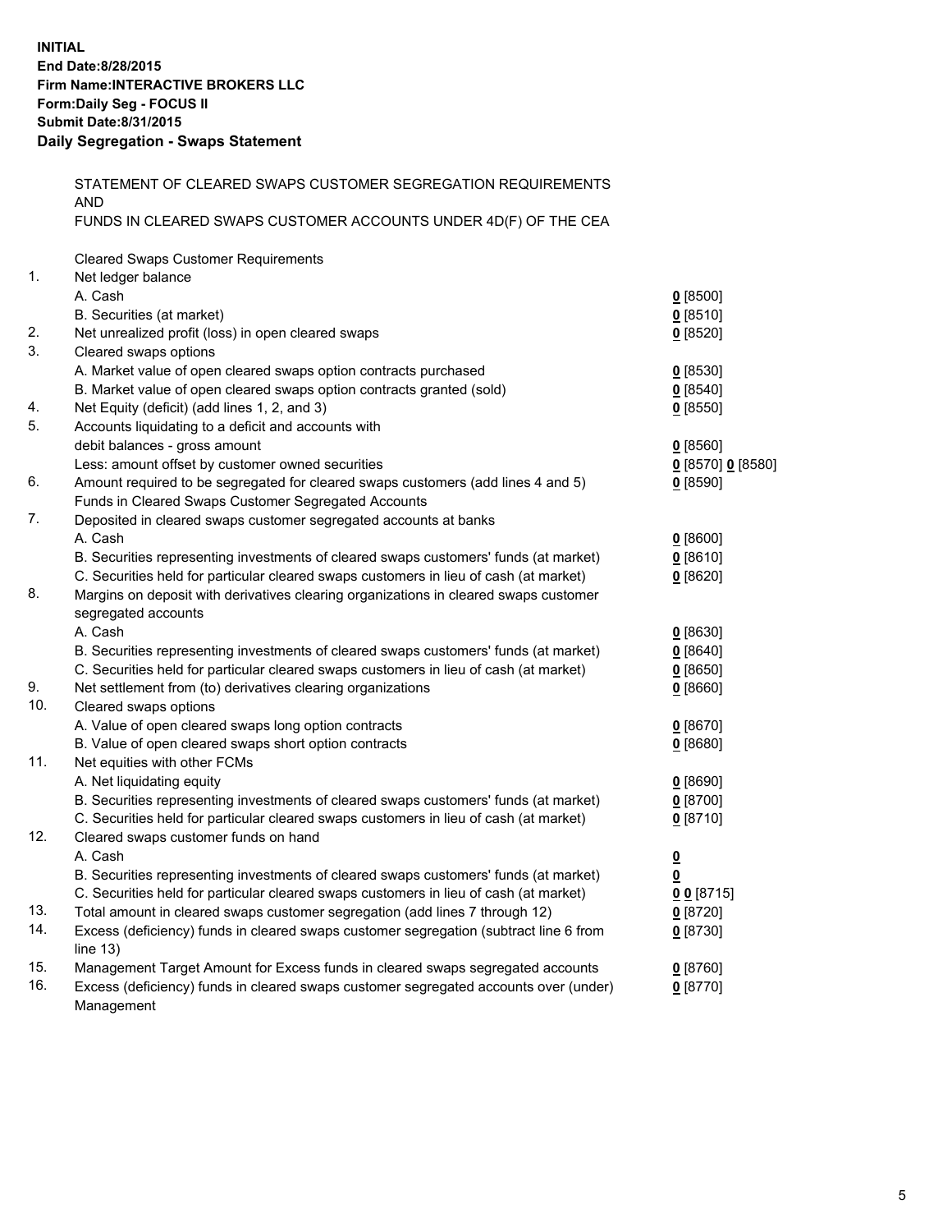**INITIAL**
**End Date:8/28/2015**
**Firm Name:INTERACTIVE BROKERS LLC**
**Form:Daily Seg - FOCUS II**
**Submit Date:8/31/2015**
**Daily Segregation - Swaps Statement**

STATEMENT OF CLEARED SWAPS CUSTOMER SEGREGATION REQUIREMENTS AND FUNDS IN CLEARED SWAPS CUSTOMER ACCOUNTS UNDER 4D(F) OF THE CEA

| | | |
|---|---|---|
| | Cleared Swaps Customer Requirements | |
| 1. | Net ledger balance | |
| | A. Cash | 0 [8500] |
| | B. Securities (at market) | 0 [8510] |
| 2. | Net unrealized profit (loss) in open cleared swaps | 0 [8520] |
| 3. | Cleared swaps options | |
| | A. Market value of open cleared swaps option contracts purchased | 0 [8530] |
| | B. Market value of open cleared swaps option contracts granted (sold) | 0 [8540] |
| 4. | Net Equity (deficit) (add lines 1, 2, and 3) | 0 [8550] |
| 5. | Accounts liquidating to a deficit and accounts with debit balances - gross amount | 0 [8560] |
| | Less: amount offset by customer owned securities | 0 [8570] 0 [8580] |
| 6. | Amount required to be segregated for cleared swaps customers (add lines 4 and 5) | 0 [8590] |
| | Funds in Cleared Swaps Customer Segregated Accounts | |
| 7. | Deposited in cleared swaps customer segregated accounts at banks | |
| | A. Cash | 0 [8600] |
| | B. Securities representing investments of cleared swaps customers' funds (at market) | 0 [8610] |
| | C. Securities held for particular cleared swaps customers in lieu of cash (at market) | 0 [8620] |
| 8. | Margins on deposit with derivatives clearing organizations in cleared swaps customer segregated accounts | |
| | A. Cash | 0 [8630] |
| | B. Securities representing investments of cleared swaps customers' funds (at market) | 0 [8640] |
| | C. Securities held for particular cleared swaps customers in lieu of cash (at market) | 0 [8650] |
| 9. | Net settlement from (to) derivatives clearing organizations | 0 [8660] |
| 10. | Cleared swaps options | |
| | A. Value of open cleared swaps long option contracts | 0 [8670] |
| | B. Value of open cleared swaps short option contracts | 0 [8680] |
| 11. | Net equities with other FCMs | |
| | A. Net liquidating equity | 0 [8690] |
| | B. Securities representing investments of cleared swaps customers' funds (at market) | 0 [8700] |
| | C. Securities held for particular cleared swaps customers in lieu of cash (at market) | 0 [8710] |
| 12. | Cleared swaps customer funds on hand | |
| | A. Cash | 0 |
| | B. Securities representing investments of cleared swaps customers' funds (at market) | 0 |
| | C. Securities held for particular cleared swaps customers in lieu of cash (at market) | 0 0 [8715] |
| 13. | Total amount in cleared swaps customer segregation (add lines 7 through 12) | 0 [8720] |
| 14. | Excess (deficiency) funds in cleared swaps customer segregation (subtract line 6 from line 13) | 0 [8730] |
| 15. | Management Target Amount for Excess funds in cleared swaps segregated accounts | 0 [8760] |
| 16. | Excess (deficiency) funds in cleared swaps customer segregated accounts over (under) Management | 0 [8770] |